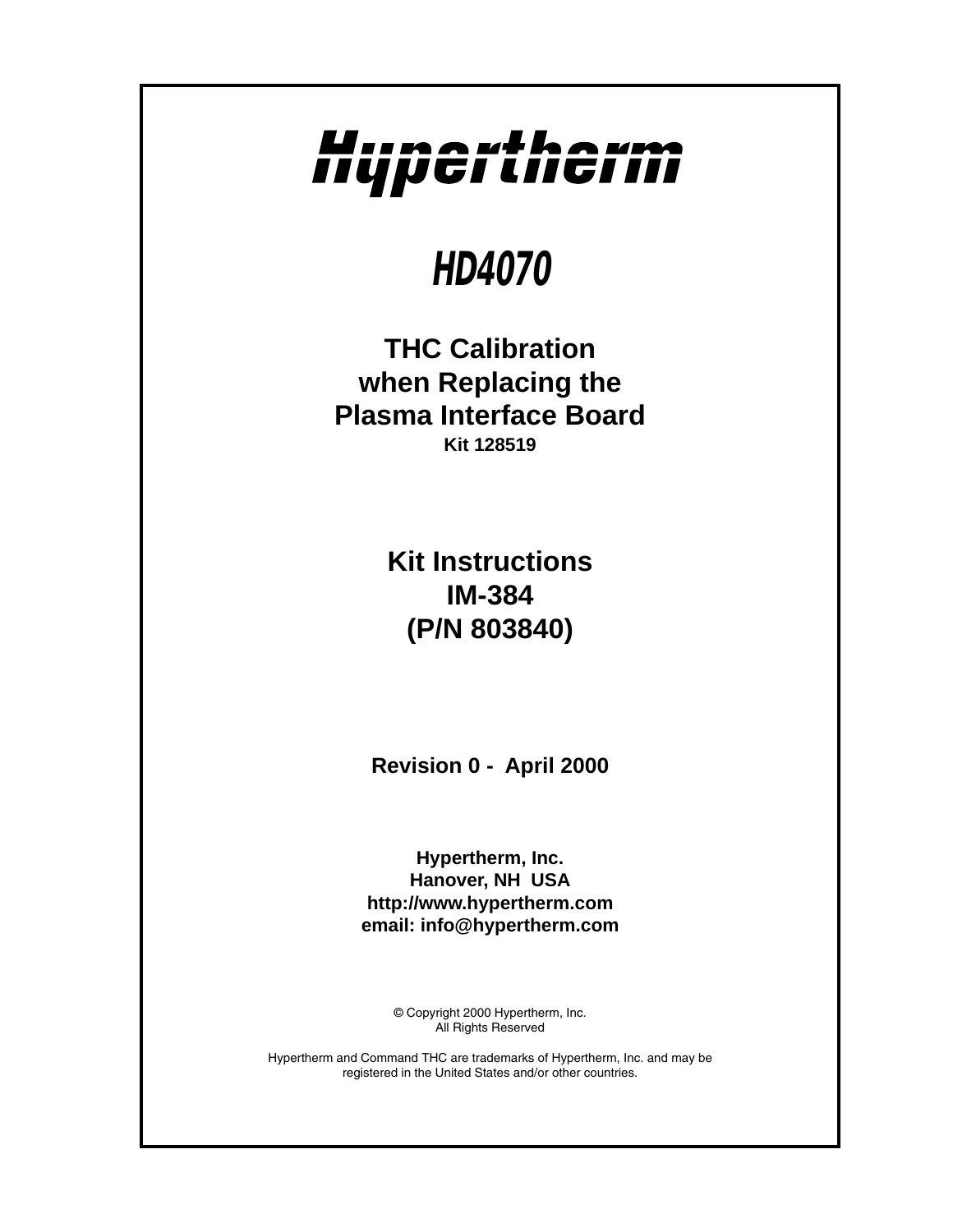# Hypertherm

## HD4070

### THC Calibration when Replacing the Plasma Interface Board

**Kit 128519**

### Kit Instructions IM-384 (P/N 803840)

**Revision 0 - April 2000**

**Hypertherm, Inc.**
**Hanover, NH USA**
**http://www.hypertherm.com**
**email: info@hypertherm.com**

© Copyright 2000 Hypertherm, Inc.
All Rights Reserved

Hypertherm and Command THC are trademarks of Hypertherm, Inc. and may be registered in the United States and/or other countries.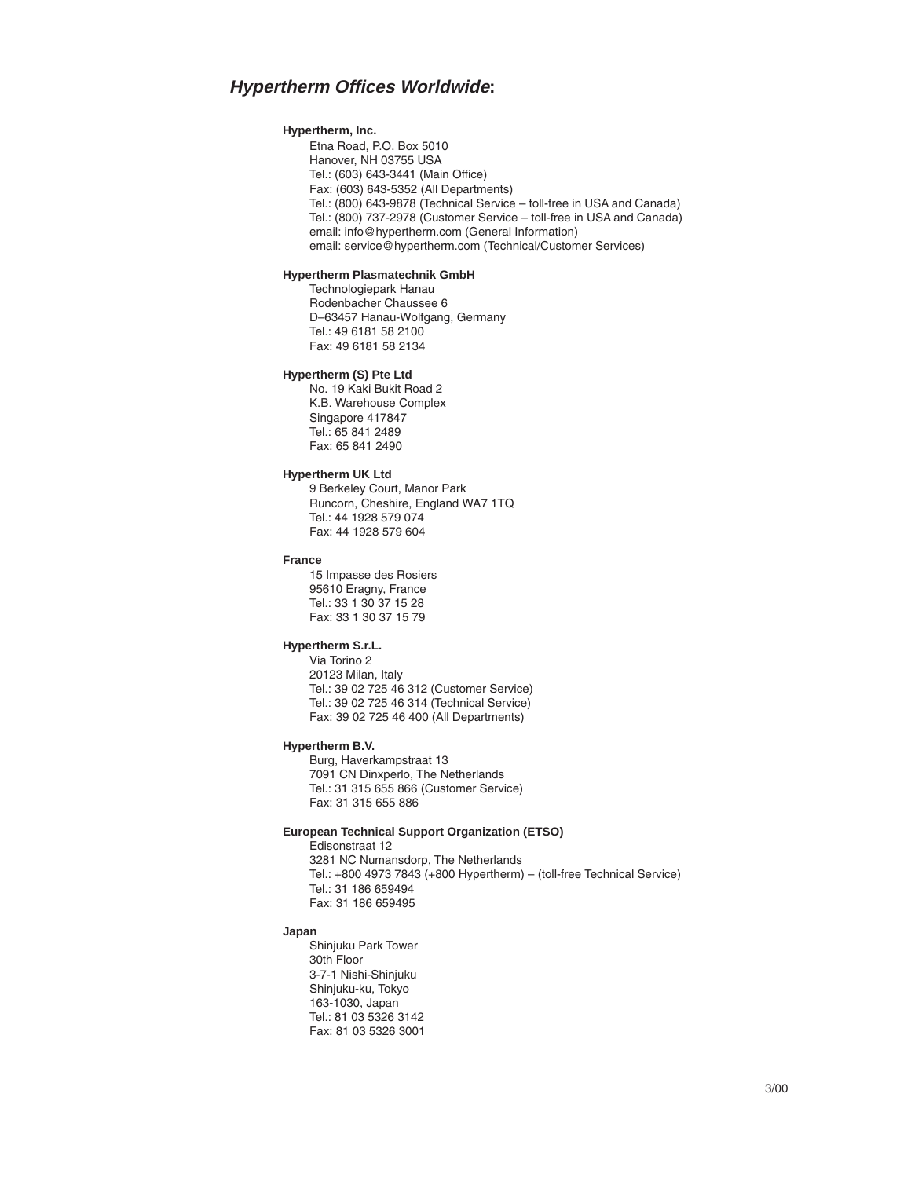## *Hypertherm Offices Worldwide*:

**Hypertherm, Inc.**

Etna Road, P.O. Box 5010
Hanover, NH 03755 USA
Tel.: (603) 643-3441 (Main Office)
Fax: (603) 643-5352 (All Departments)
Tel.: (800) 643-9878 (Technical Service – toll-free in USA and Canada)
Tel.: (800) 737-2978 (Customer Service – toll-free in USA and Canada)
email: info@hypertherm.com (General Information)
email: service@hypertherm.com (Technical/Customer Services)

**Hypertherm Plasmatechnik GmbH**

Technologiepark Hanau
Rodenbacher Chaussee 6
D–63457 Hanau-Wolfgang, Germany
Tel.: 49 6181 58 2100
Fax: 49 6181 58 2134

**Hypertherm (S) Pte Ltd**

No. 19 Kaki Bukit Road 2
K.B. Warehouse Complex
Singapore 417847
Tel.: 65 841 2489
Fax: 65 841 2490

**Hypertherm UK Ltd**

9 Berkeley Court, Manor Park
Runcorn, Cheshire, England WA7 1TQ
Tel.: 44 1928 579 074
Fax: 44 1928 579 604

**France**

15 Impasse des Rosiers
95610 Eragny, France
Tel.: 33 1 30 37 15 28
Fax: 33 1 30 37 15 79

**Hypertherm S.r.L.**

Via Torino 2
20123 Milan, Italy
Tel.: 39 02 725 46 312 (Customer Service)
Tel.: 39 02 725 46 314 (Technical Service)
Fax: 39 02 725 46 400 (All Departments)

**Hypertherm B.V.**

Burg, Haverkampstraat 13
7091 CN Dinxperlo, The Netherlands
Tel.: 31 315 655 866 (Customer Service)
Fax: 31 315 655 886

**European Technical Support Organization (ETSO)**

Edisonstraat 12
3281 NC Numansdorp, The Netherlands
Tel.: +800 4973 7843 (+800 Hypertherm) – (toll-free Technical Service)
Tel.: 31 186 659494
Fax: 31 186 659495

**Japan**

Shinjuku Park Tower
30th Floor
3-7-1 Nishi-Shinjuku
Shinjuku-ku, Tokyo
163-1030, Japan
Tel.: 81 03 5326 3142
Fax: 81 03 5326 3001

3/00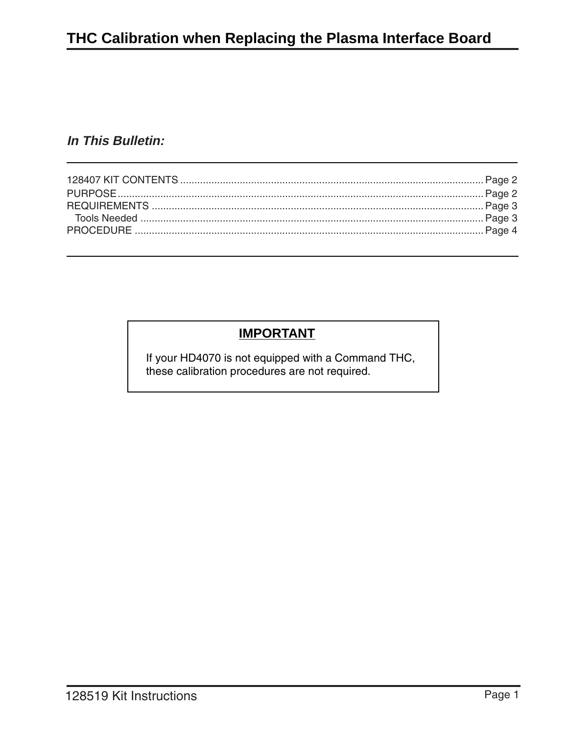# THC Calibration when Replacing the Plasma Interface Board

***In This Bulletin:***

128407 KIT CONTENTS ........................................................................................................ Page 2
PURPOSE ............................................................................................................................. Page 2
REQUIREMENTS ................................................................................................................. Page 3
  Tools Needed ..................................................................................................................... Page 3
PROCEDURE ....................................................................................................................... Page 4

**IMPORTANT**

If your HD4070 is not equipped with a Command THC, these calibration procedures are not required.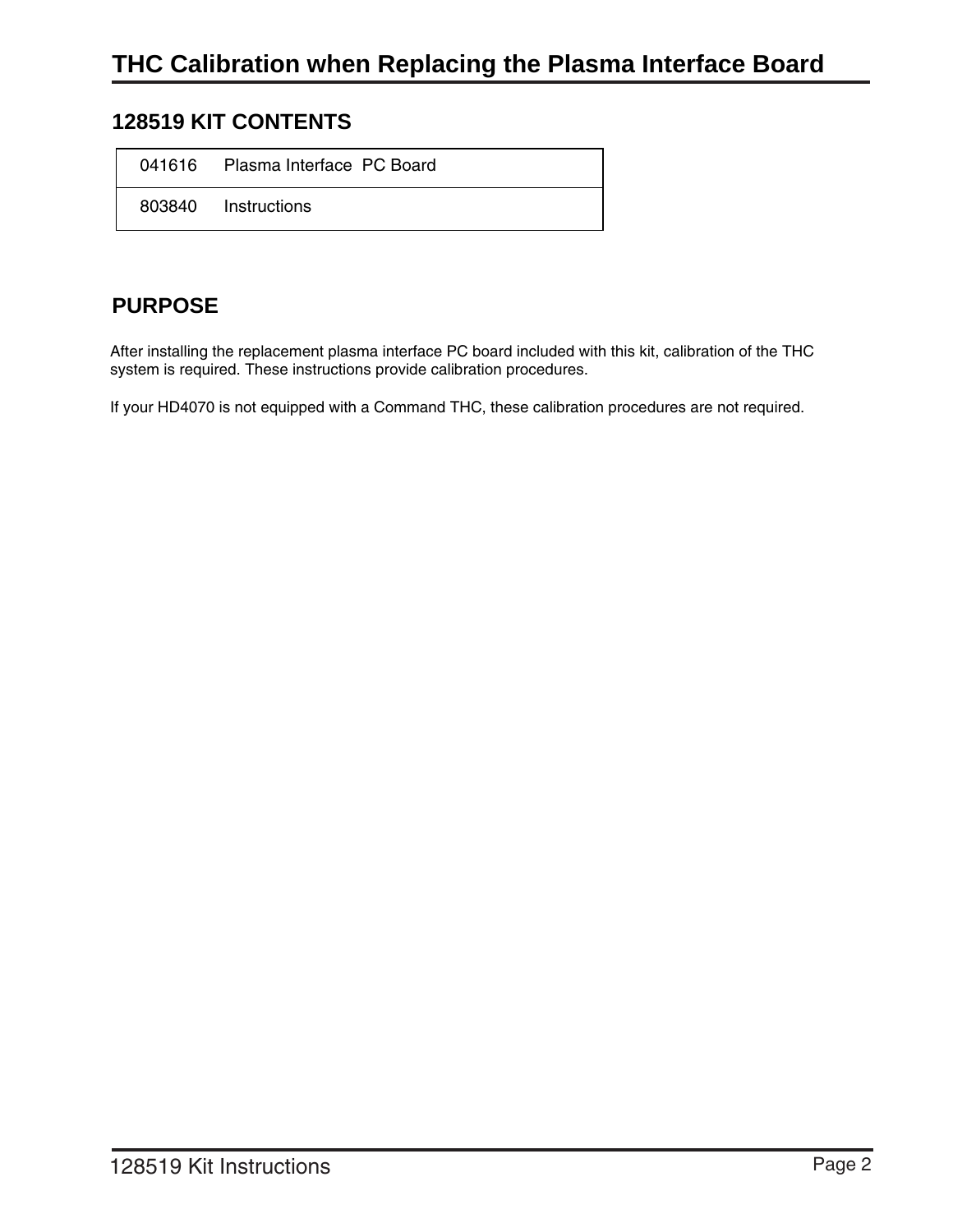# THC Calibration when Replacing the Plasma Interface Board

## 128519 KIT CONTENTS

| | |
|---|---|
| 041616 | Plasma Interface PC Board |
| 803840 | Instructions |

## PURPOSE

After installing the replacement plasma interface PC board included with this kit, calibration of the THC system is required. These instructions provide calibration procedures.

If your HD4070 is not equipped with a Command THC, these calibration procedures are not required.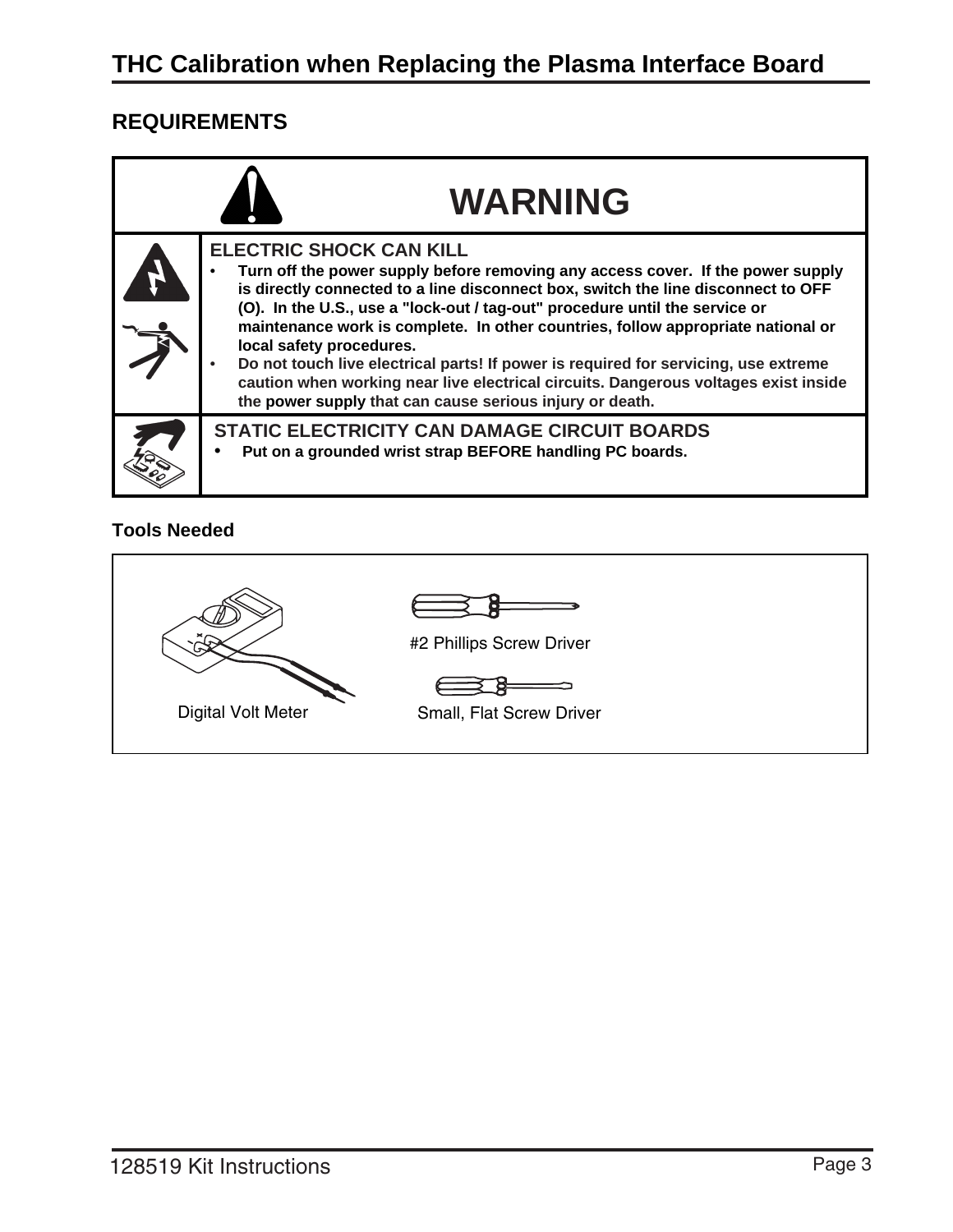# THC Calibration when Replacing the Plasma Interface Board

## REQUIREMENTS

**WARNING**

**ELECTRIC SHOCK CAN KILL**

- **Turn off the power supply before removing any access cover. If the power supply is directly connected to a line disconnect box, switch the line disconnect to OFF (O). In the U.S., use a "lock-out / tag-out" procedure until the service or maintenance work is complete. In other countries, follow appropriate national or local safety procedures.**
- **Do not touch live electrical parts! If power is required for servicing, use extreme caution when working near live electrical circuits. Dangerous voltages exist inside the power supply that can cause serious injury or death.**

**STATIC ELECTRICITY CAN DAMAGE CIRCUIT BOARDS**

- **Put on a grounded wrist strap BEFORE handling PC boards.**

### Tools Needed

Digital Volt Meter

#2 Phillips Screw Driver

Small, Flat Screw Driver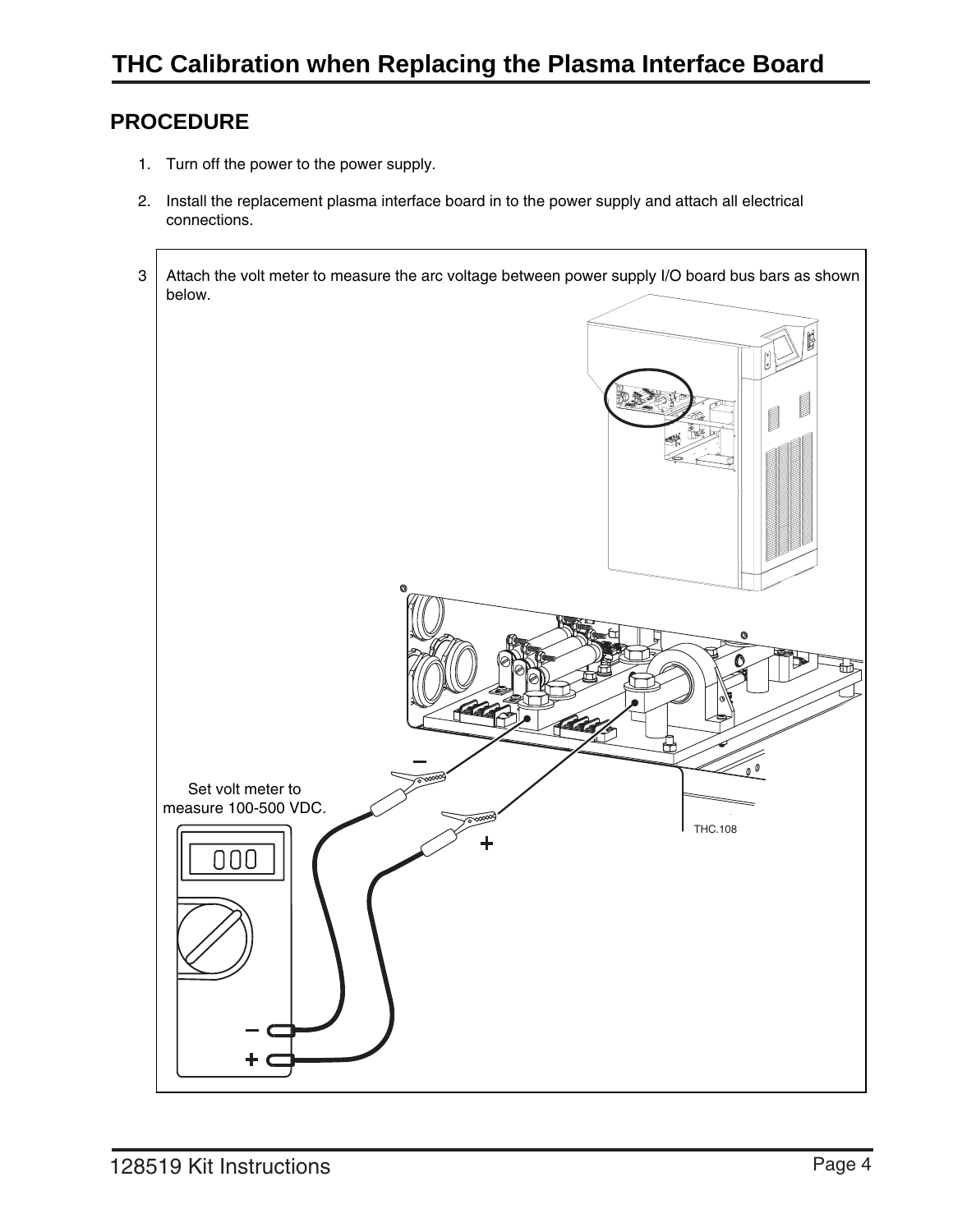# THC Calibration when Replacing the Plasma Interface Board

## PROCEDURE

1. Turn off the power to the power supply.
2. Install the replacement plasma interface board in to the power supply and attach all electrical connections.
3. Attach the volt meter to measure the arc voltage between power supply I/O board bus bars as shown below.

Set volt meter to measure 100-500 VDC.

THC.108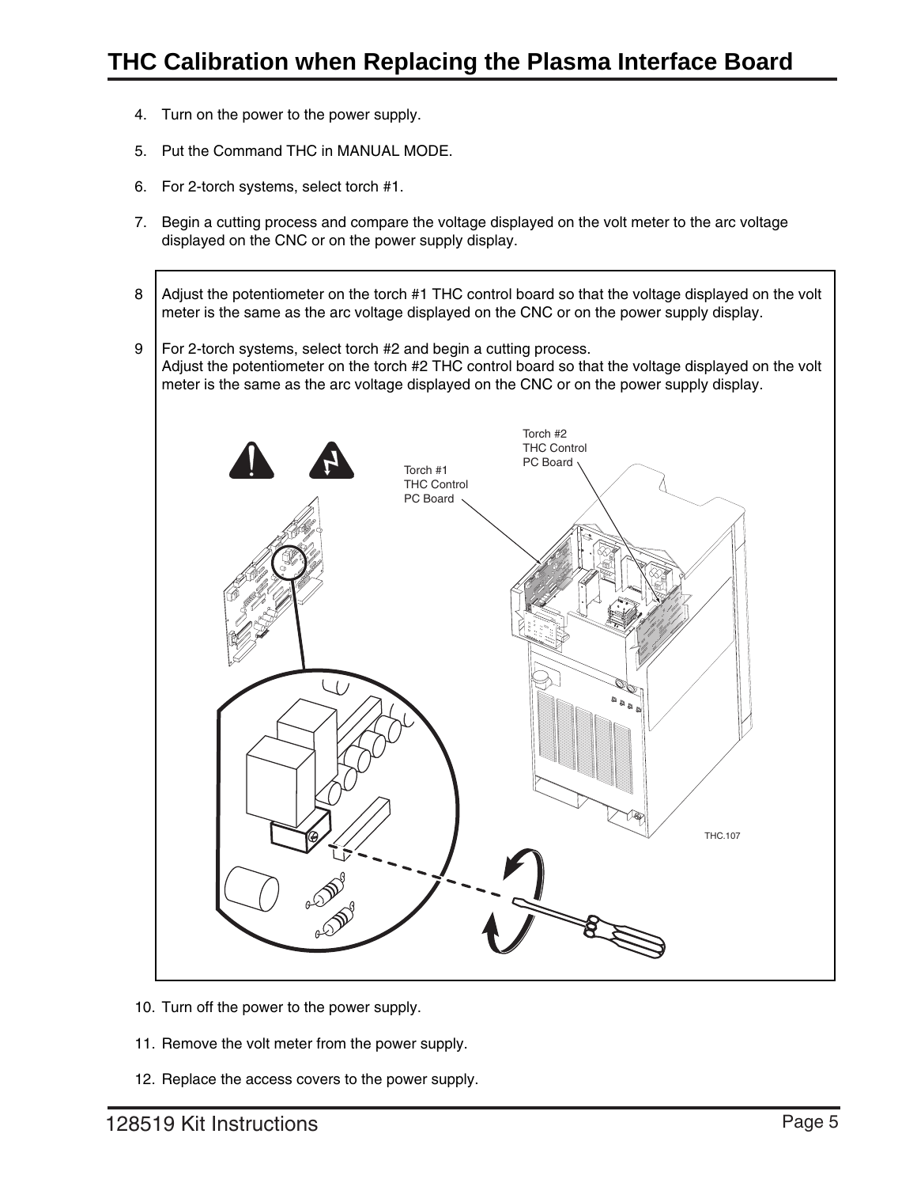# THC Calibration when Replacing the Plasma Interface Board

4. Turn on the power to the power supply.

5. Put the Command THC in MANUAL MODE.

6. For 2-torch systems, select torch #1.

7. Begin a cutting process and compare the voltage displayed on the volt meter to the arc voltage displayed on the CNC or on the power supply display.

8 Adjust the potentiometer on the torch #1 THC control board so that the voltage displayed on the volt meter is the same as the arc voltage displayed on the CNC or on the power supply display.

9 For 2-torch systems, select torch #2 and begin a cutting process.
Adjust the potentiometer on the torch #2 THC control board so that the voltage displayed on the volt meter is the same as the arc voltage displayed on the CNC or on the power supply display.

Torch #1
THC Control
PC Board

Torch #2
THC Control
PC Board

THC.107

10. Turn off the power to the power supply.

11. Remove the volt meter from the power supply.

12. Replace the access covers to the power supply.